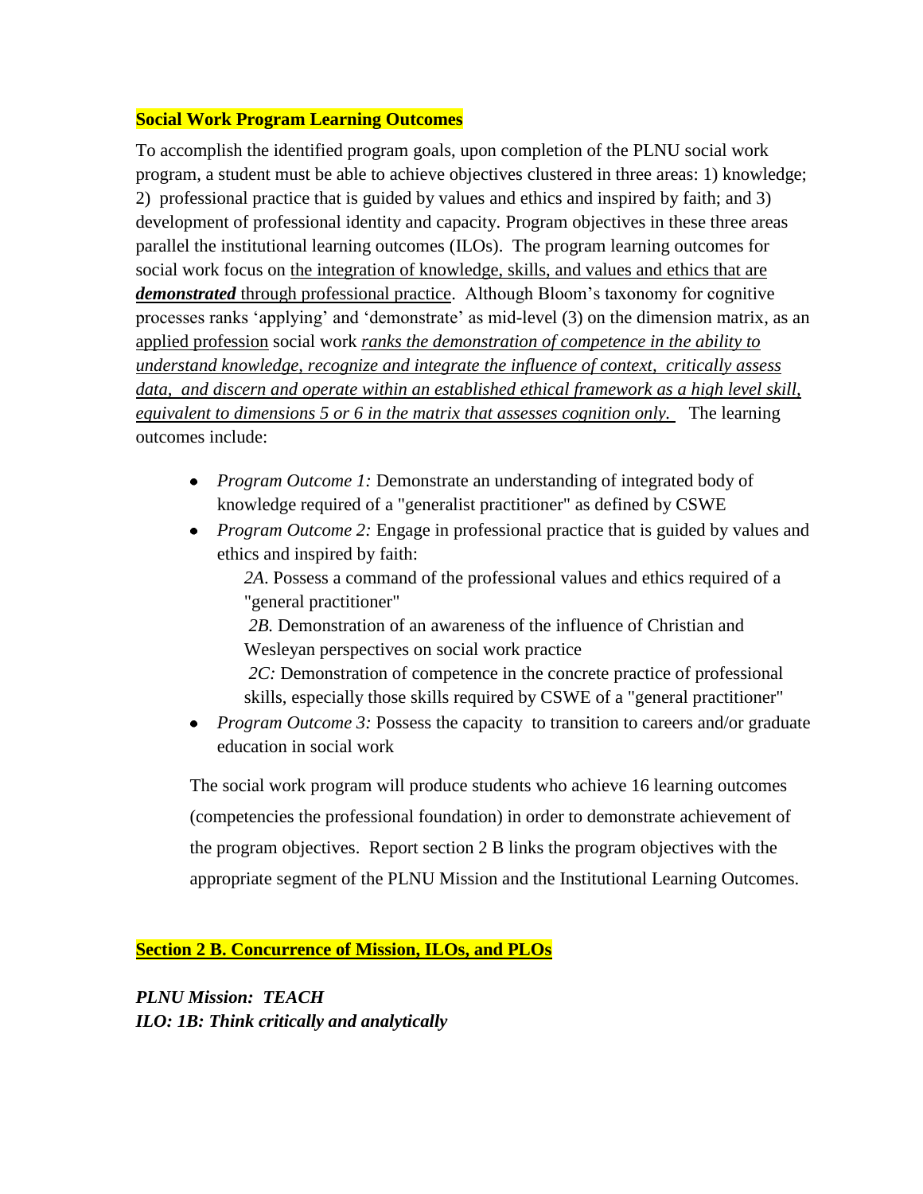**Social Work Program Learning Outcomes**

To accomplish the identified program goals, upon completion of the PLNU social work program, a student must be able to achieve objectives clustered in three areas: 1) knowledge; 2) professional practice that is guided by values and ethics and inspired by faith; and 3) development of professional identity and capacity. Program objectives in these three areas parallel the institutional learning outcomes (ILOs). The program learning outcomes for social work focus on the integration of knowledge, skills, and values and ethics that are ***demonstrated*** through professional practice. Although Bloom's taxonomy for cognitive processes ranks 'applying' and 'demonstrate' as mid-level (3) on the dimension matrix, as an applied profession social work *ranks the demonstration of competence in the ability to understand knowledge, recognize and integrate the influence of context, critically assess data, and discern and operate within an established ethical framework as a high level skill, equivalent to dimensions 5 or 6 in the matrix that assesses cognition only.* The learning outcomes include:

- *Program Outcome 1:* Demonstrate an understanding of integrated body of knowledge required of a "generalist practitioner" as defined by CSWE
- *Program Outcome 2:* Engage in professional practice that is guided by values and ethics and inspired by faith:
  - *2A.* Possess a command of the professional values and ethics required of a "general practitioner"
  - *2B.* Demonstration of an awareness of the influence of Christian and Wesleyan perspectives on social work practice
  - *2C:* Demonstration of competence in the concrete practice of professional skills, especially those skills required by CSWE of a "general practitioner"
- *Program Outcome 3:* Possess the capacity to transition to careers and/or graduate education in social work

The social work program will produce students who achieve 16 learning outcomes (competencies the professional foundation) in order to demonstrate achievement of the program objectives. Report section 2 B links the program objectives with the appropriate segment of the PLNU Mission and the Institutional Learning Outcomes.

**Section 2 B. Concurrence of Mission, ILOs, and PLOs**

***PLNU Mission: TEACH***
***ILO: 1B: Think critically and analytically***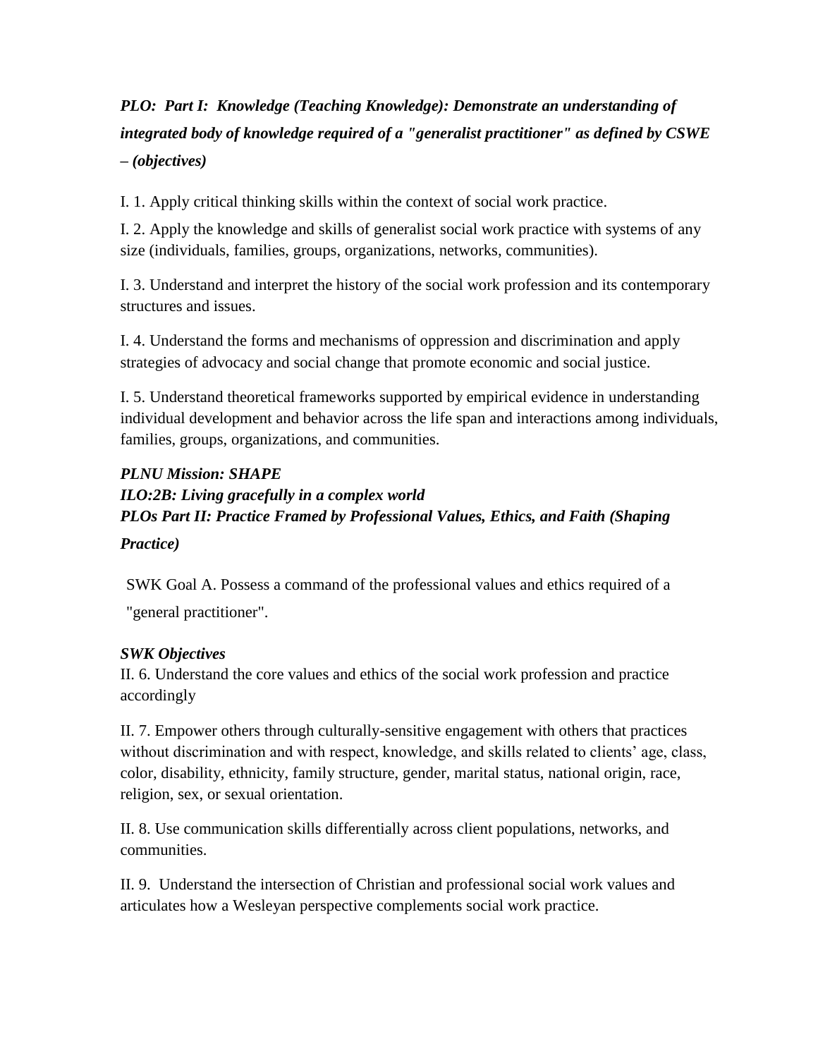***PLO: Part I: Knowledge (Teaching Knowledge): Demonstrate an understanding of integrated body of knowledge required of a "generalist practitioner" as defined by CSWE – (objectives)***

I. 1. Apply critical thinking skills within the context of social work practice.

I. 2. Apply the knowledge and skills of generalist social work practice with systems of any size (individuals, families, groups, organizations, networks, communities).

I. 3. Understand and interpret the history of the social work profession and its contemporary structures and issues.

I. 4. Understand the forms and mechanisms of oppression and discrimination and apply strategies of advocacy and social change that promote economic and social justice.

I. 5. Understand theoretical frameworks supported by empirical evidence in understanding individual development and behavior across the life span and interactions among individuals, families, groups, organizations, and communities.

***PLNU Mission: SHAPE***
***ILO:2B: Living gracefully in a complex world***
***PLOs Part II: Practice Framed by Professional Values, Ethics, and Faith (Shaping Practice)***

SWK Goal A. Possess a command of the professional values and ethics required of a "general practitioner".

***SWK Objectives***

II. 6. Understand the core values and ethics of the social work profession and practice accordingly

II. 7. Empower others through culturally-sensitive engagement with others that practices without discrimination and with respect, knowledge, and skills related to clients' age, class, color, disability, ethnicity, family structure, gender, marital status, national origin, race, religion, sex, or sexual orientation.

II. 8. Use communication skills differentially across client populations, networks, and communities.

II. 9. Understand the intersection of Christian and professional social work values and articulates how a Wesleyan perspective complements social work practice.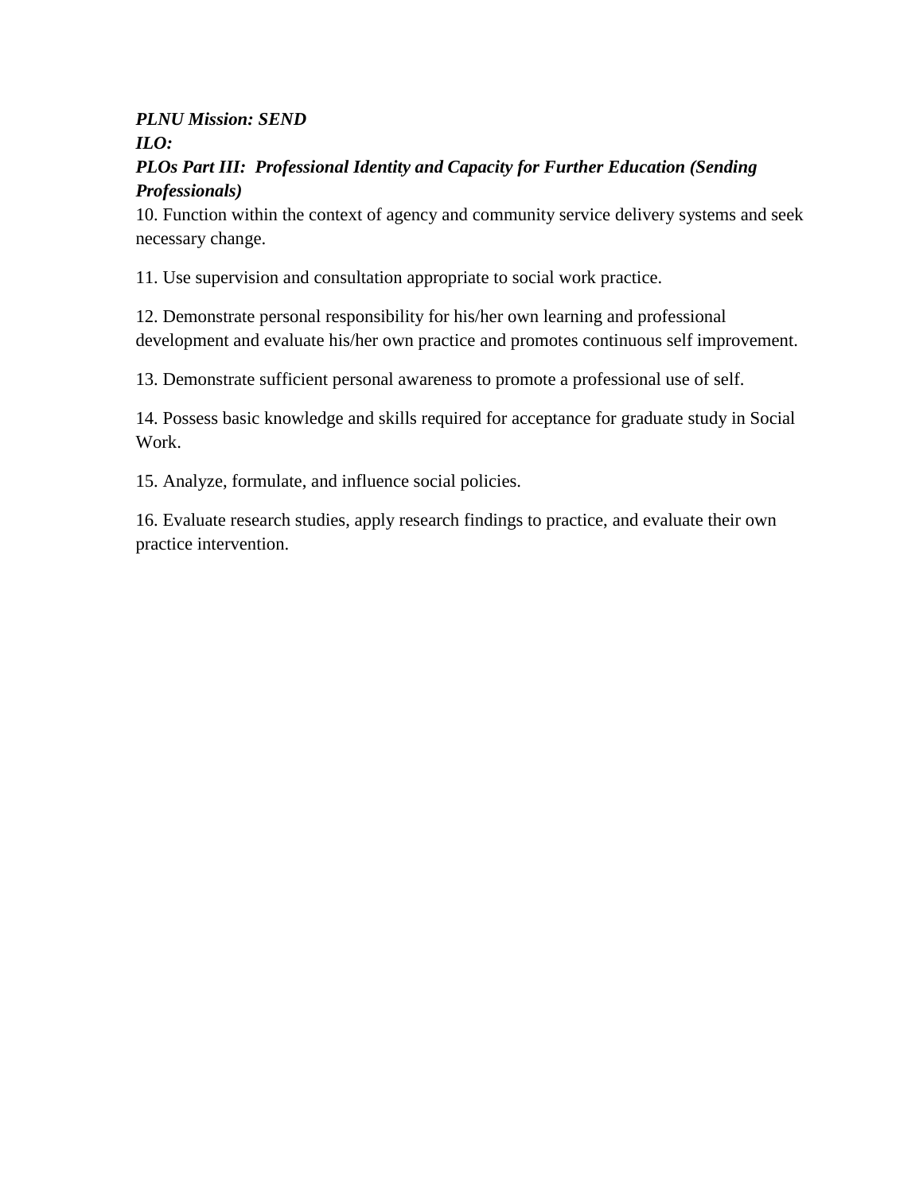***PLNU Mission: SEND***

***ILO:***

***PLOs Part III: Professional Identity and Capacity for Further Education (Sending Professionals)***

10. Function within the context of agency and community service delivery systems and seek necessary change.

11. Use supervision and consultation appropriate to social work practice.

12. Demonstrate personal responsibility for his/her own learning and professional development and evaluate his/her own practice and promotes continuous self improvement.

13. Demonstrate sufficient personal awareness to promote a professional use of self.

14. Possess basic knowledge and skills required for acceptance for graduate study in Social Work.

15. Analyze, formulate, and influence social policies.

16. Evaluate research studies, apply research findings to practice, and evaluate their own practice intervention.